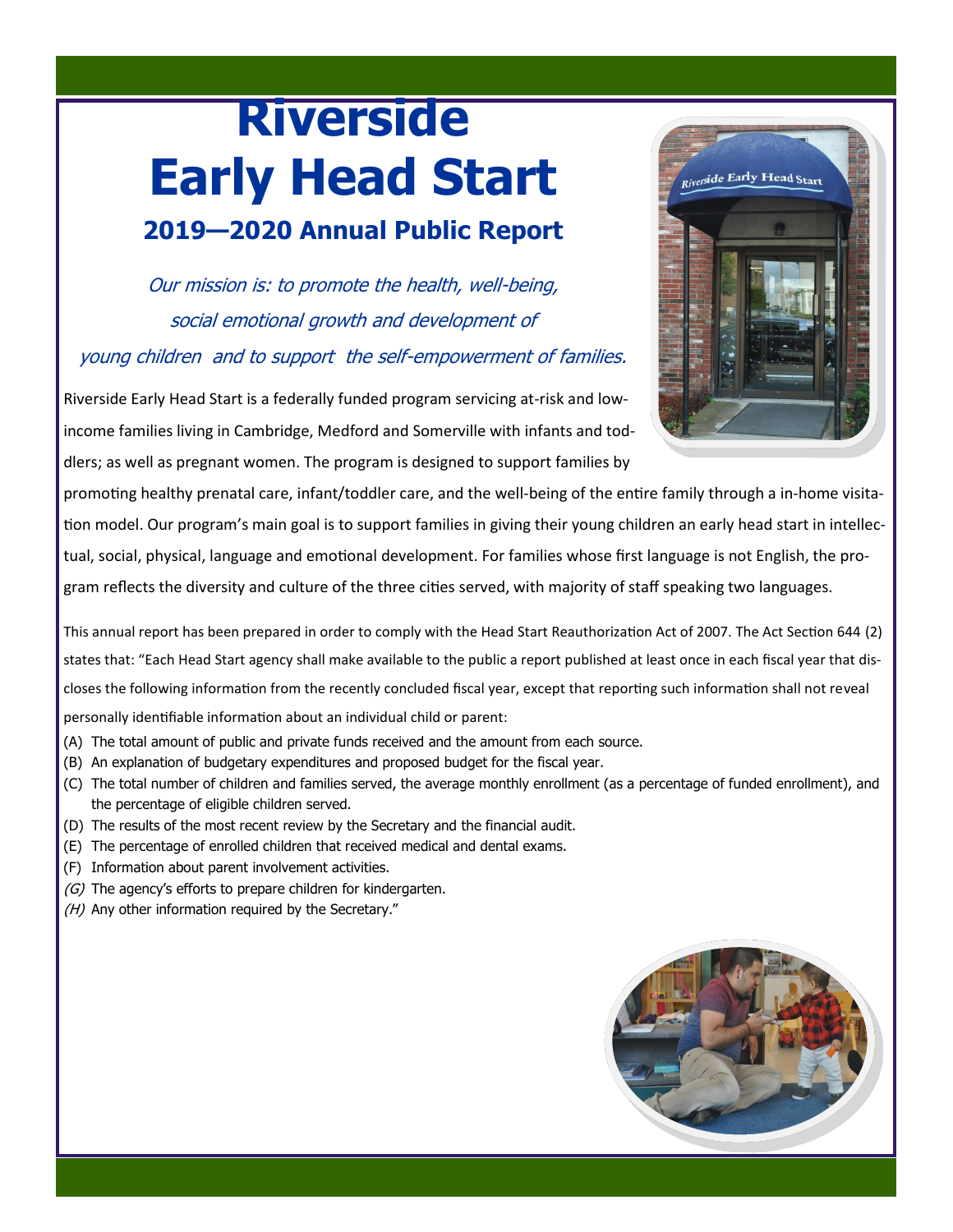# Riverside Early Head Start

## 2019—2020 Annual Public Report

*Our mission is: to promote the health, well-being, social emotional growth and development of young children and to support the self-empowerment of families.*

Riverside Early Head Start is a federally funded program servicing at-risk and low-income families living in Cambridge, Medford and Somerville with infants and toddlers; as well as pregnant women. The program is designed to support families by promoting healthy prenatal care, infant/toddler care, and the well-being of the entire family through a in-home visitation model. Our program's main goal is to support families in giving their young children an early head start in intellectual, social, physical, language and emotional development. For families whose first language is not English, the program reflects the diversity and culture of the three cities served, with majority of staff speaking two languages.

This annual report has been prepared in order to comply with the Head Start Reauthorization Act of 2007. The Act Section 644 (2) states that: "Each Head Start agency shall make available to the public a report published at least once in each fiscal year that discloses the following information from the recently concluded fiscal year, except that reporting such information shall not reveal personally identifiable information about an individual child or parent:

(A) The total amount of public and private funds received and the amount from each source.
(B) An explanation of budgetary expenditures and proposed budget for the fiscal year.
(C) The total number of children and families served, the average monthly enrollment (as a percentage of funded enrollment), and the percentage of eligible children served.
(D) The results of the most recent review by the Secretary and the financial audit.
(E) The percentage of enrolled children that received medical and dental exams.
(F) Information about parent involvement activities.
*(G)* The agency's efforts to prepare children for kindergarten.
*(H)* Any other information required by the Secretary."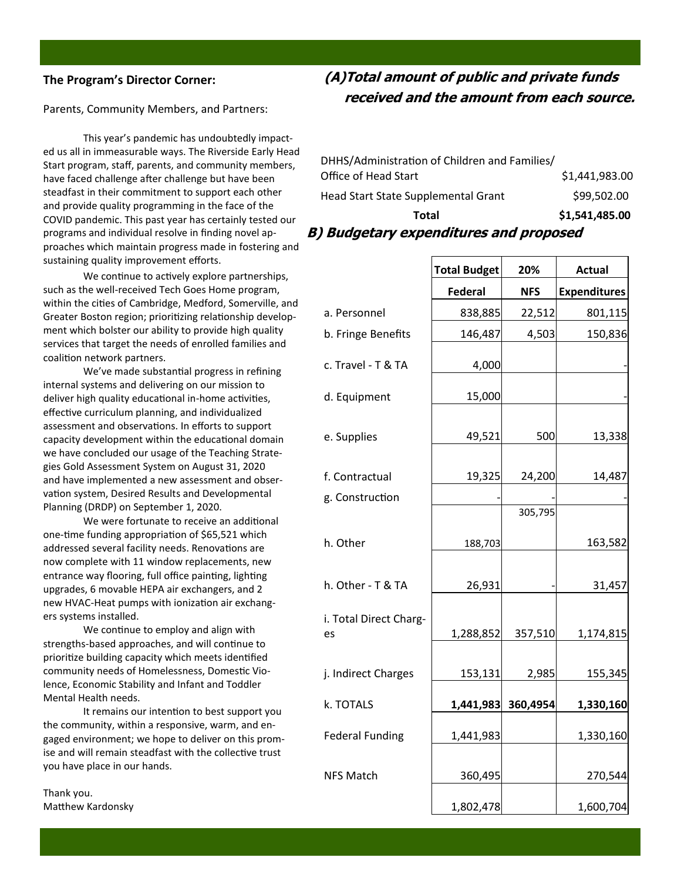## The Program's Director Corner:

Parents, Community Members, and Partners:

This year's pandemic has undoubtedly impacted us all in immeasurable ways. The Riverside Early Head Start program, staff, parents, and community members, have faced challenge after challenge but have been steadfast in their commitment to support each other and provide quality programming in the face of the COVID pandemic. This past year has certainly tested our programs and individual resolve in finding novel approaches which maintain progress made in fostering and sustaining quality improvement efforts.

We continue to actively explore partnerships, such as the well-received Tech Goes Home program, within the cities of Cambridge, Medford, Somerville, and Greater Boston region; prioritizing relationship development which bolster our ability to provide high quality services that target the needs of enrolled families and coalition network partners.

We've made substantial progress in refining internal systems and delivering on our mission to deliver high quality educational in-home activities, effective curriculum planning, and individualized assessment and observations. In efforts to support capacity development within the educational domain we have concluded our usage of the Teaching Strategies Gold Assessment System on August 31, 2020 and have implemented a new assessment and observation system, Desired Results and Developmental Planning (DRDP) on September 1, 2020.

We were fortunate to receive an additional one-time funding appropriation of $65,521 which addressed several facility needs. Renovations are now complete with 11 window replacements, new entrance way flooring, full office painting, lighting upgrades, 6 movable HEPA air exchangers, and 2 new HVAC-Heat pumps with ionization air exchangers systems installed.

We continue to employ and align with strengths-based approaches, and will continue to prioritize building capacity which meets identified community needs of Homelessness, Domestic Violence, Economic Stability and Infant and Toddler Mental Health needs.

It remains our intention to best support you the community, within a responsive, warm, and engaged environment; we hope to deliver on this promise and will remain steadfast with the collective trust you have place in our hands.

Thank you.
Matthew Kardonsky

## *(A)Total amount of public and private funds received and the amount from each source.*

| Source | Amount |
|---|---|
| DHHS/Administration of Children and Families/ Office of Head Start | $1,441,983.00 |
| Head Start State Supplemental Grant | $99,502.00 |
| **Total** | **$1,541,485.00** |

## *B) Budgetary expenditures and proposed*

| | Total Budget | 20% | Actual |
|---|---|---|---|
| | **Federal** | **NFS** | **Expenditures** |
| a. Personnel | 838,885 | 22,512 | 801,115 |
| b. Fringe Benefits | 146,487 | 4,503 | 150,836 |
| c. Travel - T & TA | 4,000 | | - |
| d. Equipment | 15,000 | | - |
| e. Supplies | 49,521 | 500 | 13,338 |
| f. Contractual | 19,325 | 24,200 | 14,487 |
| g. Construction | - | - | - |
| h. Other | 188,703 | 305,795 | 163,582 |
| h. Other - T & TA | 26,931 | - | 31,457 |
| i. Total Direct Charges | 1,288,852 | 357,510 | 1,174,815 |
| j. Indirect Charges | 153,131 | 2,985 | 155,345 |
| k. TOTALS | **1,441,983** | **360,4954** | **1,330,160** |
| Federal Funding | 1,441,983 | | 1,330,160 |
| NFS Match | 360,495 | | 270,544 |
| | 1,802,478 | | 1,600,704 |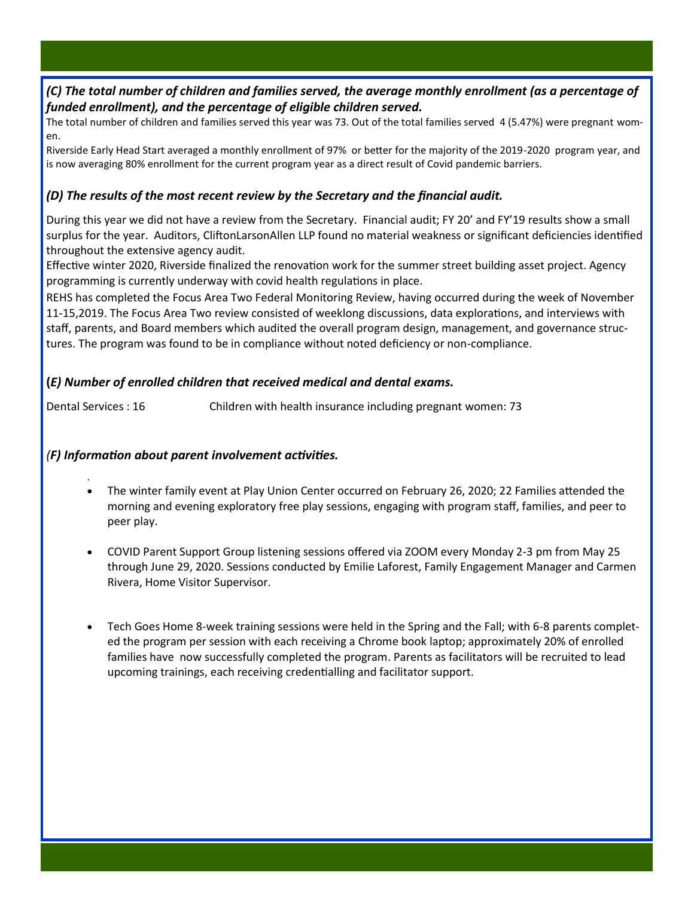### *(C) The total number of children and families served, the average monthly enrollment (as a percentage of funded enrollment), and the percentage of eligible children served.*

The total number of children and families served this year was 73. Out of the total families served 4 (5.47%) were pregnant women.

Riverside Early Head Start averaged a monthly enrollment of 97% or better for the majority of the 2019-2020 program year, and is now averaging 80% enrollment for the current program year as a direct result of Covid pandemic barriers.

### *(D) The results of the most recent review by the Secretary and the financial audit.*

During this year we did not have a review from the Secretary. Financial audit; FY 20' and FY'19 results show a small surplus for the year. Auditors, CliftonLarsonAllen LLP found no material weakness or significant deficiencies identified throughout the extensive agency audit.

Effective winter 2020, Riverside finalized the renovation work for the summer street building asset project. Agency programming is currently underway with covid health regulations in place.

REHS has completed the Focus Area Two Federal Monitoring Review, having occurred during the week of November 11-15,2019. The Focus Area Two review consisted of weeklong discussions, data explorations, and interviews with staff, parents, and Board members which audited the overall program design, management, and governance structures. The program was found to be in compliance without noted deficiency or non-compliance.

### *(E) Number of enrolled children that received medical and dental exams.*

Dental Services : 16 Children with health insurance including pregnant women: 73

### *(F) Information about parent involvement activities.*

- The winter family event at Play Union Center occurred on February 26, 2020; 22 Families attended the morning and evening exploratory free play sessions, engaging with program staff, families, and peer to peer play.
- COVID Parent Support Group listening sessions offered via ZOOM every Monday 2-3 pm from May 25 through June 29, 2020. Sessions conducted by Emilie Laforest, Family Engagement Manager and Carmen Rivera, Home Visitor Supervisor.
- Tech Goes Home 8-week training sessions were held in the Spring and the Fall; with 6-8 parents completed the program per session with each receiving a Chrome book laptop; approximately 20% of enrolled families have now successfully completed the program. Parents as facilitators will be recruited to lead upcoming trainings, each receiving credentialling and facilitator support.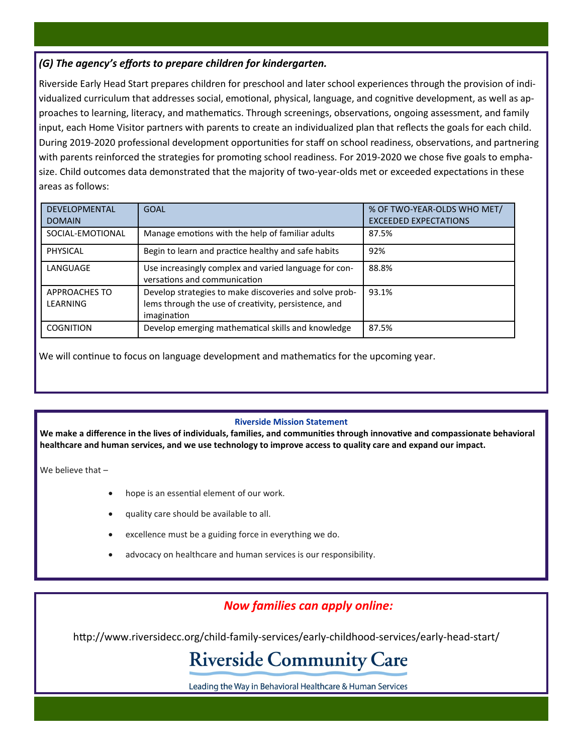### *(G) The agency's efforts to prepare children for kindergarten.*

Riverside Early Head Start prepares children for preschool and later school experiences through the provision of individualized curriculum that addresses social, emotional, physical, language, and cognitive development, as well as approaches to learning, literacy, and mathematics. Through screenings, observations, ongoing assessment, and family input, each Home Visitor partners with parents to create an individualized plan that reflects the goals for each child. During 2019-2020 professional development opportunities for staff on school readiness, observations, and partnering with parents reinforced the strategies for promoting school readiness. For 2019-2020 we chose five goals to emphasize. Child outcomes data demonstrated that the majority of two-year-olds met or exceeded expectations in these areas as follows:

| DEVELOPMENTAL DOMAIN | GOAL | % OF TWO-YEAR-OLDS WHO MET/ EXCEEDED EXPECTATIONS |
|---|---|---|
| SOCIAL-EMOTIONAL | Manage emotions with the help of familiar adults | 87.5% |
| PHYSICAL | Begin to learn and practice healthy and safe habits | 92% |
| LANGUAGE | Use increasingly complex and varied language for conversations and communication | 88.8% |
| APPROACHES TO LEARNING | Develop strategies to make discoveries and solve problems through the use of creativity, persistence, and imagination | 93.1% |
| COGNITION | Develop emerging mathematical skills and knowledge | 87.5% |

We will continue to focus on language development and mathematics for the upcoming year.

**Riverside Mission Statement**

**We make a difference in the lives of individuals, families, and communities through innovative and compassionate behavioral healthcare and human services, and we use technology to improve access to quality care and expand our impact.**

We believe that –

- hope is an essential element of our work.
- quality care should be available to all.
- excellence must be a guiding force in everything we do.
- advocacy on healthcare and human services is our responsibility.

***Now families can apply online:***

http://www.riversidecc.org/child-family-services/early-childhood-services/early-head-start/

Riverside Community Care

Leading the Way in Behavioral Healthcare & Human Services